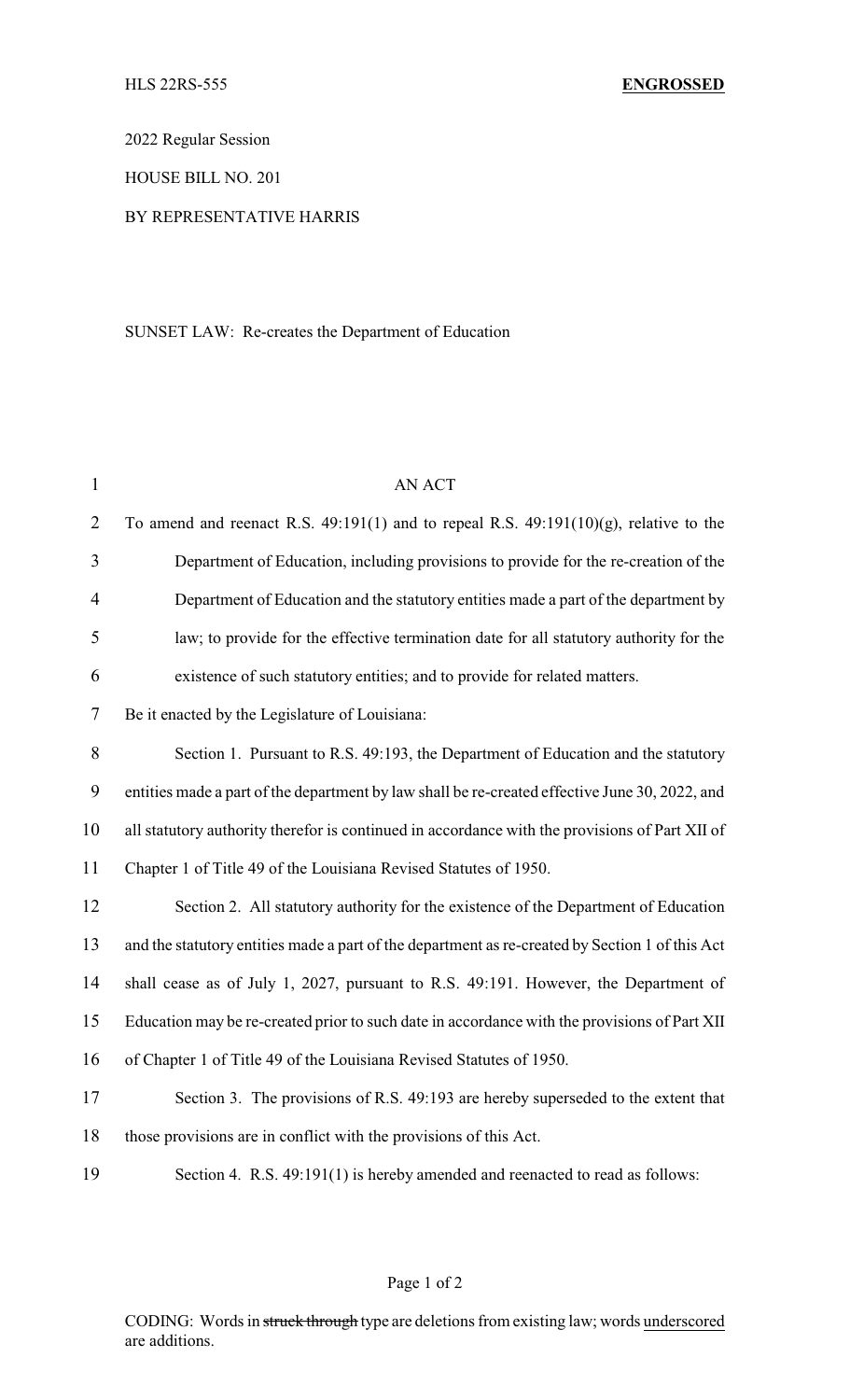HLS 22RS-555 **ENGROSSED**

2022 Regular Session

HOUSE BILL NO. 201

BY REPRESENTATIVE HARRIS

SUNSET LAW: Re-creates the Department of Education

AN ACT

To amend and reenact R.S. 49:191(1) and to repeal R.S. 49:191(10)(g), relative to the Department of Education, including provisions to provide for the re-creation of the Department of Education and the statutory entities made a part of the department by law; to provide for the effective termination date for all statutory authority for the existence of such statutory entities; and to provide for related matters.

Be it enacted by the Legislature of Louisiana:

Section 1. Pursuant to R.S. 49:193, the Department of Education and the statutory entities made a part of the department by law shall be re-created effective June 30, 2022, and all statutory authority therefor is continued in accordance with the provisions of Part XII of Chapter 1 of Title 49 of the Louisiana Revised Statutes of 1950.

Section 2. All statutory authority for the existence of the Department of Education and the statutory entities made a part of the department as re-created by Section 1 of this Act shall cease as of July 1, 2027, pursuant to R.S. 49:191. However, the Department of Education may be re-created prior to such date in accordance with the provisions of Part XII of Chapter 1 of Title 49 of the Louisiana Revised Statutes of 1950.

Section 3. The provisions of R.S. 49:193 are hereby superseded to the extent that those provisions are in conflict with the provisions of this Act.

Section 4. R.S. 49:191(1) is hereby amended and reenacted to read as follows:

CODING: Words in ~~struck through~~ type are deletions from existing law; words underscored are additions.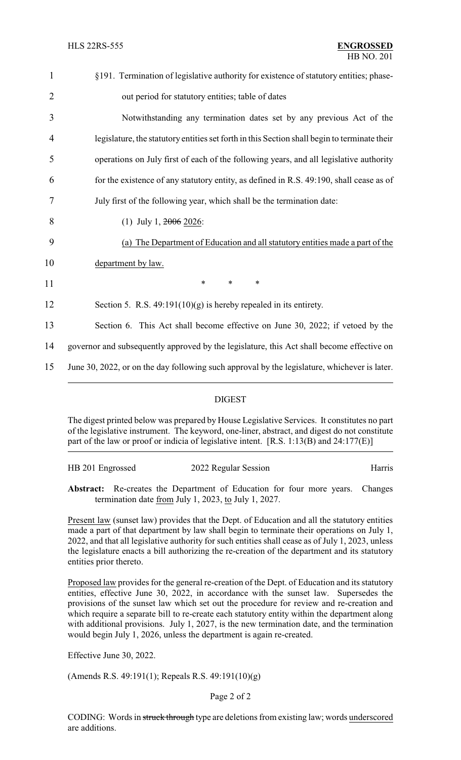§191. Termination of legislative authority for existence of statutory entities; phase-out period for statutory entities; table of dates

Notwithstanding any termination dates set by any previous Act of the legislature, the statutory entities set forth in this Section shall begin to terminate their operations on July first of each of the following years, and all legislative authority for the existence of any statutory entity, as defined in R.S. 49:190, shall cease as of July first of the following year, which shall be the termination date:

(1) July 1, ~~2006~~ 2026:

(a) The Department of Education and all statutory entities made a part of the department by law.

\* \* \*

Section 5. R.S. 49:191(10)(g) is hereby repealed in its entirety.

Section 6. This Act shall become effective on June 30, 2022; if vetoed by the governor and subsequently approved by the legislature, this Act shall become effective on June 30, 2022, or on the day following such approval by the legislature, whichever is later.

## DIGEST

The digest printed below was prepared by House Legislative Services. It constitutes no part of the legislative instrument. The keyword, one-liner, abstract, and digest do not constitute part of the law or proof or indicia of legislative intent. [R.S. 1:13(B) and 24:177(E)]

HB 201 Engrossed | 2022 Regular Session | Harris

**Abstract:** Re-creates the Department of Education for four more years. Changes termination date from July 1, 2023, to July 1, 2027.

Present law (sunset law) provides that the Dept. of Education and all the statutory entities made a part of that department by law shall begin to terminate their operations on July 1, 2022, and that all legislative authority for such entities shall cease as of July 1, 2023, unless the legislature enacts a bill authorizing the re-creation of the department and its statutory entities prior thereto.

Proposed law provides for the general re-creation of the Dept. of Education and its statutory entities, effective June 30, 2022, in accordance with the sunset law. Supersedes the provisions of the sunset law which set out the procedure for review and re-creation and which require a separate bill to re-create each statutory entity within the department along with additional provisions. July 1, 2027, is the new termination date, and the termination would begin July 1, 2026, unless the department is again re-created.

Effective June 30, 2022.

(Amends R.S. 49:191(1); Repeals R.S. 49:191(10)(g)

CODING: Words in ~~struck through~~ type are deletions from existing law; words underscored are additions.